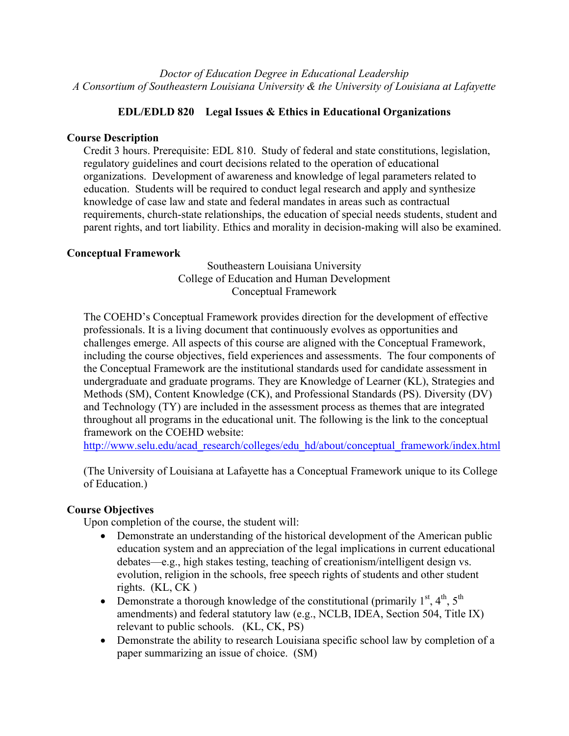*Doctor of Education Degree in Educational Leadership*
*A Consortium of Southeastern Louisiana University & the University of Louisiana at Lafayette*

# EDL/EDLD 820 Legal Issues & Ethics in Educational Organizations

## Course Description

Credit 3 hours. Prerequisite: EDL 810. Study of federal and state constitutions, legislation, regulatory guidelines and court decisions related to the operation of educational organizations. Development of awareness and knowledge of legal parameters related to education. Students will be required to conduct legal research and apply and synthesize knowledge of case law and state and federal mandates in areas such as contractual requirements, church-state relationships, the education of special needs students, student and parent rights, and tort liability. Ethics and morality in decision-making will also be examined.

## Conceptual Framework

Southeastern Louisiana University
College of Education and Human Development
Conceptual Framework

The COEHD's Conceptual Framework provides direction for the development of effective professionals. It is a living document that continuously evolves as opportunities and challenges emerge. All aspects of this course are aligned with the Conceptual Framework, including the course objectives, field experiences and assessments. The four components of the Conceptual Framework are the institutional standards used for candidate assessment in undergraduate and graduate programs. They are Knowledge of Learner (KL), Strategies and Methods (SM), Content Knowledge (CK), and Professional Standards (PS). Diversity (DV) and Technology (TY) are included in the assessment process as themes that are integrated throughout all programs in the educational unit. The following is the link to the conceptual framework on the COEHD website:
http://www.selu.edu/acad_research/colleges/edu_hd/about/conceptual_framework/index.html

(The University of Louisiana at Lafayette has a Conceptual Framework unique to its College of Education.)

## Course Objectives

Upon completion of the course, the student will:

- Demonstrate an understanding of the historical development of the American public education system and an appreciation of the legal implications in current educational debates—e.g., high stakes testing, teaching of creationism/intelligent design vs. evolution, religion in the schools, free speech rights of students and other student rights. (KL, CK )
- Demonstrate a thorough knowledge of the constitutional (primarily 1st, 4th, 5th amendments) and federal statutory law (e.g., NCLB, IDEA, Section 504, Title IX) relevant to public schools. (KL, CK, PS)
- Demonstrate the ability to research Louisiana specific school law by completion of a paper summarizing an issue of choice. (SM)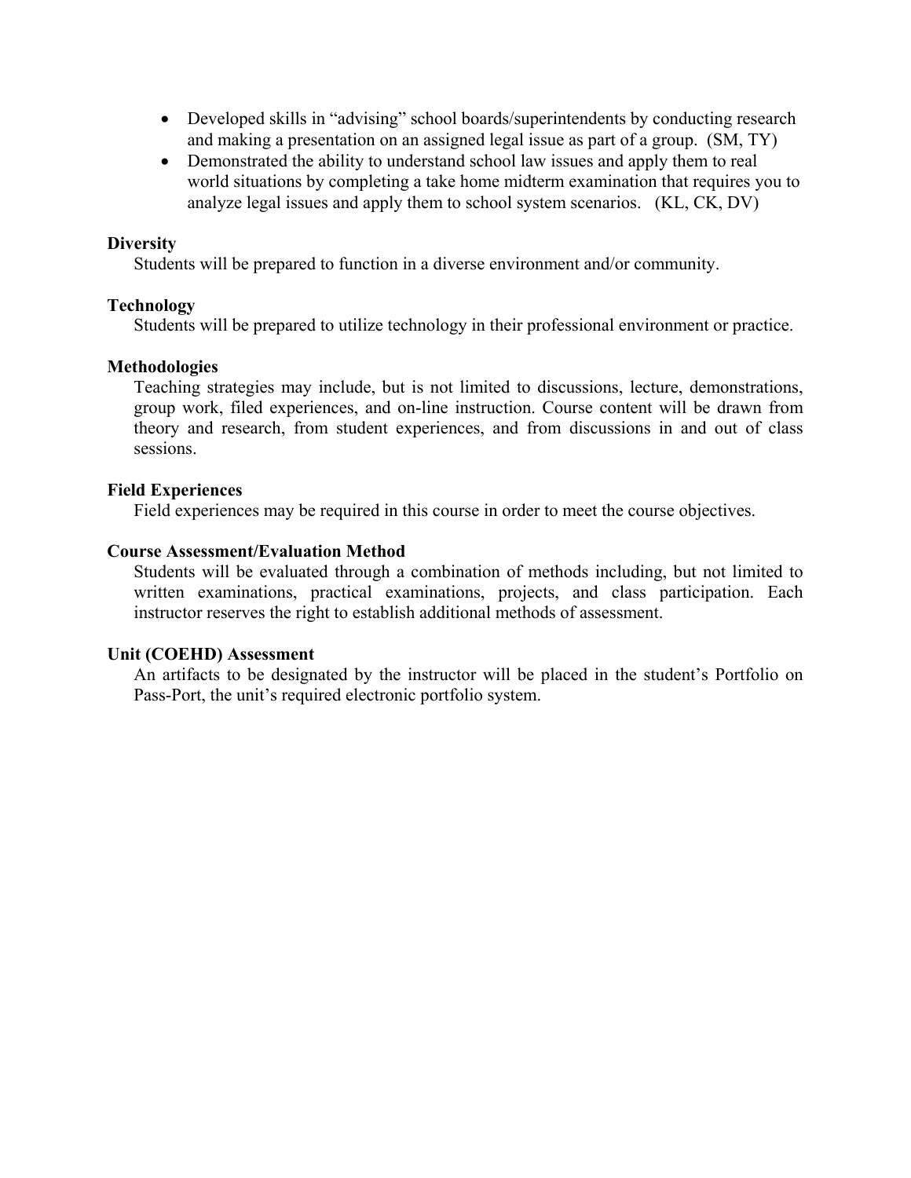- Developed skills in "advising" school boards/superintendents by conducting research and making a presentation on an assigned legal issue as part of a group. (SM, TY)
- Demonstrated the ability to understand school law issues and apply them to real world situations by completing a take home midterm examination that requires you to analyze legal issues and apply them to school system scenarios. (KL, CK, DV)

**Diversity**

Students will be prepared to function in a diverse environment and/or community.

**Technology**

Students will be prepared to utilize technology in their professional environment or practice.

**Methodologies**

Teaching strategies may include, but is not limited to discussions, lecture, demonstrations, group work, filed experiences, and on-line instruction. Course content will be drawn from theory and research, from student experiences, and from discussions in and out of class sessions.

**Field Experiences**

Field experiences may be required in this course in order to meet the course objectives.

**Course Assessment/Evaluation Method**

Students will be evaluated through a combination of methods including, but not limited to written examinations, practical examinations, projects, and class participation. Each instructor reserves the right to establish additional methods of assessment.

**Unit (COEHD) Assessment**

An artifacts to be designated by the instructor will be placed in the student's Portfolio on Pass-Port, the unit's required electronic portfolio system.